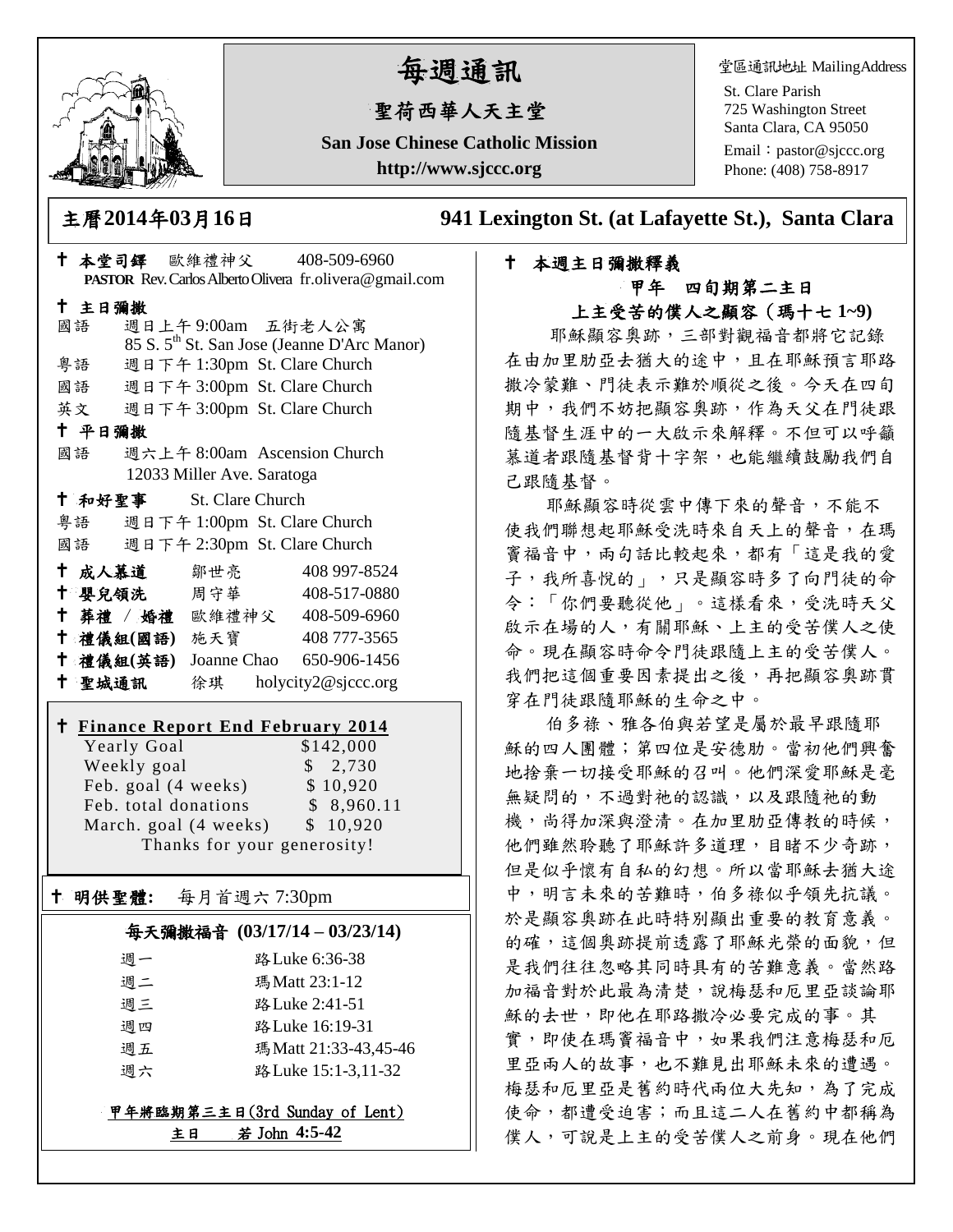# 每週通訊

## 聖荷西華人天主堂

**San Jose Chinese Catholic Mission**

**http://www.sjccc.org**

堂區通訊地址 MailingAddress

St. Clare Parish
725 Washington Street
Santa Clara, CA 95050
Email：pastor@sjccc.org
Phone: (408) 758-8917

**主曆2014年03月16日** **941 Lexington St. (at Lafayette St.), Santa Clara**

✝ **本堂司鐸** 歐維禮神父 408-509-6960
**PASTOR** Rev. Carlos Alberto Olivera fr.olivera@gmail.com

✝ **主日彌撒**

國語 週日上午 9:00am 五街老人公寓
85 S. 5th St. San Jose (Jeanne D'Arc Manor)

粵語 週日下午 1:30pm St. Clare Church

國語 週日下午 3:00pm St. Clare Church

英文 週日下午 3:00pm St. Clare Church

✝ **平日彌撒**

國語 週六上午 8:00am Ascension Church
12033 Miller Ave. Saratoga

✝ **和好聖事** St. Clare Church

粵語 週日下午 1:00pm St. Clare Church

國語 週日下午 2:30pm St. Clare Church

✝ **成人慕道** 鄒世亮 408 997-8524

✝ **嬰兒領洗** 周守華 408-517-0880

✝ **葬禮** / **婚禮** 歐維禮神父 408-509-6960

✝ **禮儀組(國語)** 施天寶 408 777-3565

✝ **禮儀組(英語)** Joanne Chao 650-906-1456

✝ **聖城通訊** 徐琪 holycity2@sjccc.org

✝ **Finance Report End February 2014**

| | |
|---|---|
| Yearly Goal | $142,000 |
| Weekly goal | $ 2,730 |
| Feb. goal (4 weeks) | $ 10,920 |
| Feb. total donations | $ 8,960.11 |
| March. goal (4 weeks) | $ 10,920 |

Thanks for your generosity!

✝ **明供聖體:** 每月首週六 7:30pm

**每天彌撒福音 (03/17/14 – 03/23/14)**

| | |
|---|---|
| 週一 | 路 Luke 6:36-38 |
| 週二 | 瑪 Matt 23:1-12 |
| 週三 | 路 Luke 2:41-51 |
| 週四 | 路 Luke 16:19-31 |
| 週五 | 瑪 Matt 21:33-43,45-46 |
| 週六 | 路 Luke 15:1-3,11-32 |

**甲年將臨期第三主日(3rd Sunday of Lent)**

**主日 若 John 4:5-42**

✝ **本週主日彌撒釋義**

**甲年 四旬期第二主日**

**上主受苦的僕人之顯容（瑪十七 1~9)**

耶穌顯容奧跡，三部對觀福音都將它記錄在由加里肋亞去猶大的途中，且在耶穌預言耶路撒冷蒙難、門徒表示難於順從之後。今天在四旬期中，我們不妨把顯容奧跡，作為天父在門徒跟隨基督生涯中的一大啟示來解釋。不但可以呼籲慕道者跟隨基督背十字架，也能繼續鼓勵我們自己跟隨基督。

耶穌顯容時從雲中傳下來的聲音，不能不使我們聯想起耶穌受洗時來自天上的聲音，在瑪竇福音中，兩句話比較起來，都有「這是我的愛子，我所喜悅的」，只是顯容時多了向門徒的命令：「你們要聽從他」。這樣看來，受洗時天父啟示在場的人，有關耶穌、上主的受苦僕人之使命。現在顯容時命令門徒跟隨上主的受苦僕人。我們把這個重要因素提出之後，再把顯容奧跡貫穿在門徒跟隨耶穌的生命之中。

伯多祿、雅各伯與若望是屬於最早跟隨耶穌的四人團體；第四位是安德肋。當初他們興奮地捨棄一切接受耶穌的召叫。他們深愛耶穌是毫無疑問的，不過對祂的認識，以及跟隨祂的動機，尚得加深與澄清。在加里肋亞傳教的時候，他們雖然聆聽了耶穌許多道理，目睹不少奇跡，但是似乎懷有自私的幻想。所以當耶穌去猶大途中，明言未來的苦難時，伯多祿似乎領先抗議。於是顯容奧跡在此時特別顯出重要的教育意義。的確，這個奧跡提前透露了耶穌光榮的面貌，但是我們往往忽略其同時具有的苦難意義。當然路加福音對於此最為清楚，說梅瑟和厄里亞談論耶穌的去世，即他在耶路撒冷必要完成的事。其實，即使在瑪竇福音中，如果我們注意梅瑟和厄里亞兩人的故事，也不難見出耶穌未來的遭遇。梅瑟和厄里亞是舊約時代兩位大先知，為了完成使命，都遭受迫害；而且這二人在舊約中都稱為僕人，可說是上主的受苦僕人之前身。現在他們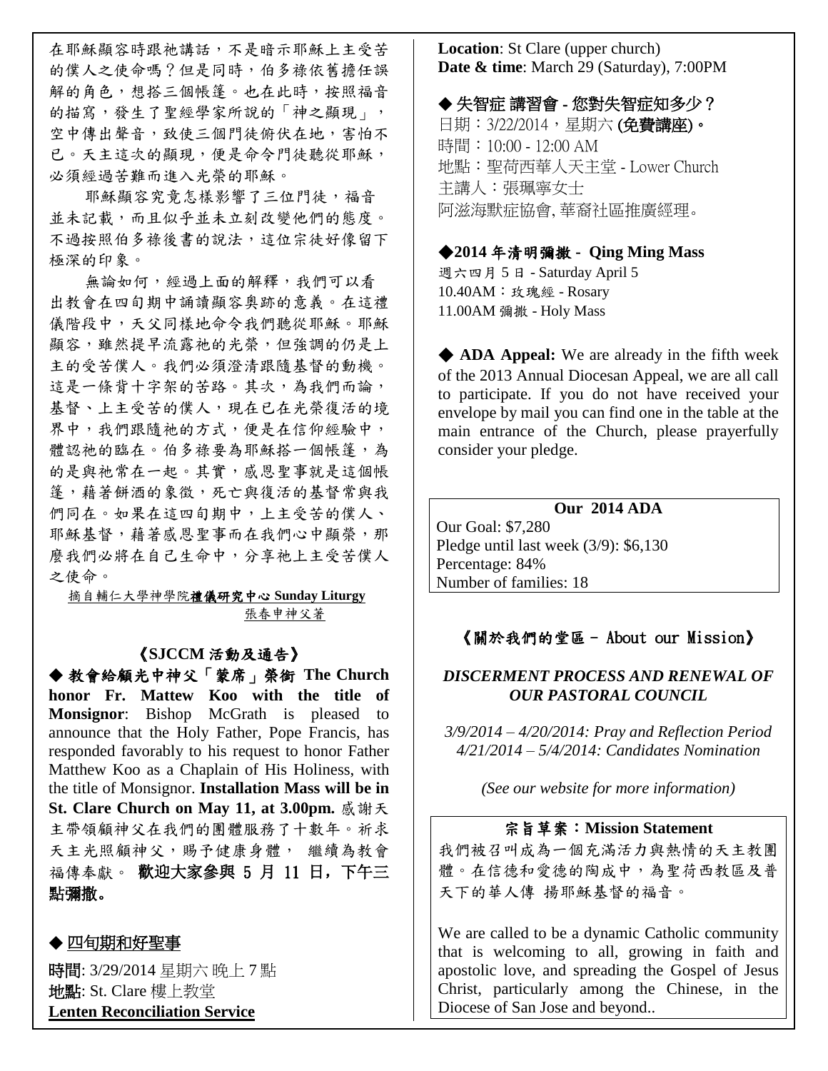在耶穌顯容時跟祂講話，不是暗示耶穌上主受苦的僕人之使命嗎？但是同時，伯多祿依舊擔任誤解的角色，想搭三個帳篷。也在此時，按照福音的描寫，發生了聖經學家所說的「神之顯現」，空中傳出聲音，致使三個門徒俯伏在地，害怕不已。天主這次的顯現，便是命令門徒聽從耶穌，必須經過苦難而進入光榮的耶穌。

耶穌顯容究竟怎樣影響了三位門徒，福音並未記載，而且似乎並未立刻改變他們的態度。不過按照伯多祿後書的說法，這位宗徒好像留下極深的印象。

無論如何，經過上面的解釋，我們可以看出教會在四旬期中誦讀顯容奧跡的意義。在這禮儀階段中，天父同樣地命令我們聽從耶穌。耶穌顯容，雖然提早流露祂的光榮，但強調的仍是上主的受苦僕人。我們必須澄清跟隨基督的動機。這是一條背十字架的苦路。其次，為我們而論，基督、上主受苦的僕人，現在已在光榮復活的境界中，我們跟隨祂的方式，便是在信仰經驗中，體認祂的臨在。伯多祿要為耶穌搭一個帳篷，為的是與祂常在一起。其實，感恩聖事就是這個帳篷，藉著餅酒的象徵，死亡與復活的基督常與我們同在。如果在這四旬期中，上主受苦的僕人、耶穌基督，藉著感恩聖事而在我們心中顯榮，那麼我們必將在自己生命中，分享祂上主受苦僕人之使命。

摘自輔仁大學神學院**禮儀研究中心 Sunday Liturgy**
張春申神父著

## 《SJCCM 活動及通告》

◆ **教會給顧光中神父「蒙席」榮銜 The Church honor Fr. Mattew Koo with the title of Monsignor**: Bishop McGrath is pleased to announce that the Holy Father, Pope Francis, has responded favorably to his request to honor Father Matthew Koo as a Chaplain of His Holiness, with the title of Monsignor. **Installation Mass will be in St. Clare Church on May 11, at 3.00pm.** 感謝天主帶領顧神父在我們的團體服務了十數年。祈求天主光照顧神父，賜予健康身體， 繼續為教會福傳奉獻。 **歡迎大家參與 5 月 11 日，下午三點彌撒。**

◆ 四旬期和好聖事

**時間**: 3/29/2014 星期六 晚上 7 點
**地點**: St. Clare 樓上教堂
**Lenten Reconciliation Service**
**Location**: St Clare (upper church)
**Date & time**: March 29 (Saturday), 7:00PM

◆ **失智症 講習會 - 您對失智症知多少？**
日期：3/22/2014，星期六 **(免費講座)。**
時間：10:00 - 12:00 AM
地點：聖荷西華人天主堂 - Lower Church
主講人：張珮寧女士
阿滋海默症協會, 華裔社區推廣經理。

◆**2014 年清明彌撒 - Qing Ming Mass**
週六四月 5 日 - Saturday April 5
10.40AM：玫瑰經 - Rosary
11.00AM 彌撒 - Holy Mass

◆ **ADA Appeal:** We are already in the fifth week of the 2013 Annual Diocesan Appeal, we are all call to participate. If you do not have received your envelope by mail you can find one in the table at the main entrance of the Church, please prayerfully consider your pledge.

**Our 2014 ADA**
Our Goal: $7,280
Pledge until last week (3/9): $6,130
Percentage: 84%
Number of families: 18

## 《關於我們的堂區 - About our Mission》

***DISCERMENT PROCESS AND RENEWAL OF OUR PASTORAL COUNCIL***

*3/9/2014 – 4/20/2014: Pray and Reflection Period*
*4/21/2014 – 5/4/2014: Candidates Nomination*

*(See our website for more information)*

**宗旨草案：Mission Statement**

我們被召叫成為一個充滿活力與熱情的天主教團體。在信德和愛德的陶成中，為聖荷西教區及普天下的華人傳 揚耶穌基督的福音。

We are called to be a dynamic Catholic community that is welcoming to all, growing in faith and apostolic love, and spreading the Gospel of Jesus Christ, particularly among the Chinese, in the Diocese of San Jose and beyond..